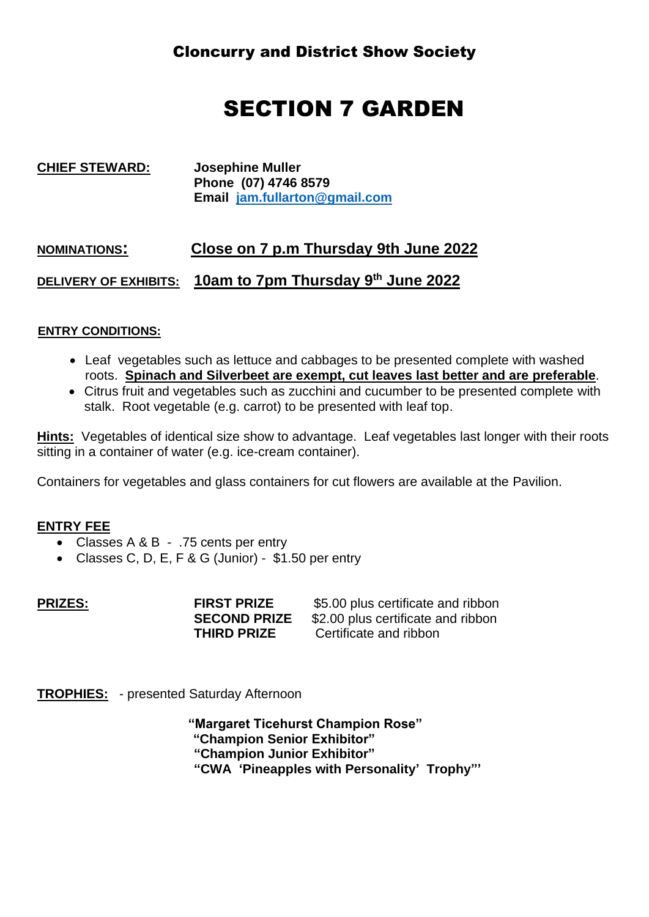## Cloncurry and District Show Society

# SECTION 7 GARDEN

**CHIEF STEWARD:** **Josephine Muller**
**Phone (07) 4746 8579**
**Email jam.fullarton@gmail.com**

**NOMINATIONS:** **Close on 7 p.m Thursday 9th June 2022**

**DELIVERY OF EXHIBITS:** **10am to 7pm Thursday 9th June 2022**

**ENTRY CONDITIONS:**

- Leaf vegetables such as lettuce and cabbages to be presented complete with washed roots. **Spinach and Silverbeet are exempt, cut leaves last better and are preferable**.
- Citrus fruit and vegetables such as zucchini and cucumber to be presented complete with stalk. Root vegetable (e.g. carrot) to be presented with leaf top.

**Hints:** Vegetables of identical size show to advantage. Leaf vegetables last longer with their roots sitting in a container of water (e.g. ice-cream container).

Containers for vegetables and glass containers for cut flowers are available at the Pavilion.

**ENTRY FEE**

- Classes A & B - .75 cents per entry
- Classes C, D, E, F & G (Junior) - $1.50 per entry

**PRIZES:**

| | |
|---|---|
| **FIRST PRIZE** | $5.00 plus certificate and ribbon |
| **SECOND PRIZE** | $2.00 plus certificate and ribbon |
| **THIRD PRIZE** | Certificate and ribbon |

**TROPHIES:** - presented Saturday Afternoon

**"Margaret Ticehurst Champion Rose"**
**"Champion Senior Exhibitor"**
**"Champion Junior Exhibitor"**
**"CWA 'Pineapples with Personality' Trophy"'**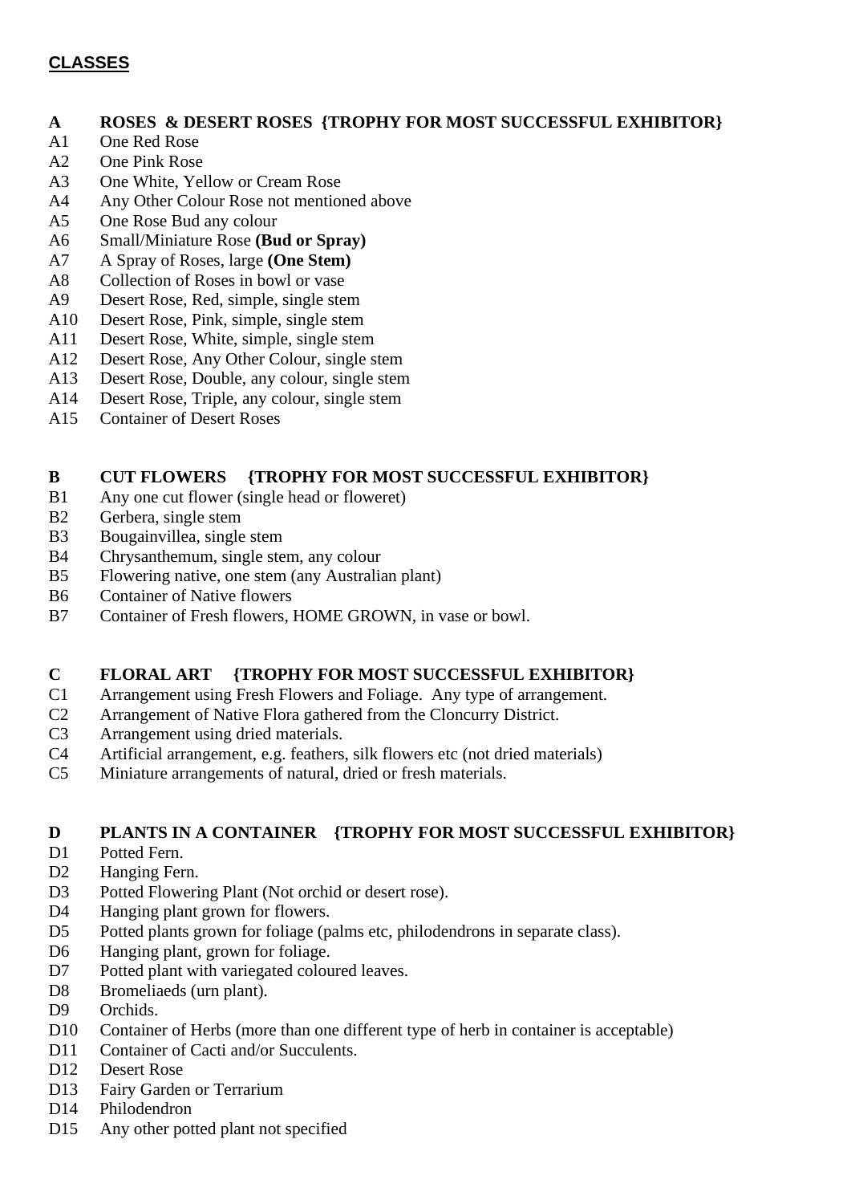## CLASSES

### A ROSES & DESERT ROSES {TROPHY FOR MOST SUCCESSFUL EXHIBITOR}

- A1 One Red Rose
- A2 One Pink Rose
- A3 One White, Yellow or Cream Rose
- A4 Any Other Colour Rose not mentioned above
- A5 One Rose Bud any colour
- A6 Small/Miniature Rose **(Bud or Spray)**
- A7 A Spray of Roses, large **(One Stem)**
- A8 Collection of Roses in bowl or vase
- A9 Desert Rose, Red, simple, single stem
- A10 Desert Rose, Pink, simple, single stem
- A11 Desert Rose, White, simple, single stem
- A12 Desert Rose, Any Other Colour, single stem
- A13 Desert Rose, Double, any colour, single stem
- A14 Desert Rose, Triple, any colour, single stem
- A15 Container of Desert Roses

### B CUT FLOWERS {TROPHY FOR MOST SUCCESSFUL EXHIBITOR}

- B1 Any one cut flower (single head or floweret)
- B2 Gerbera, single stem
- B3 Bougainvillea, single stem
- B4 Chrysanthemum, single stem, any colour
- B5 Flowering native, one stem (any Australian plant)
- B6 Container of Native flowers
- B7 Container of Fresh flowers, HOME GROWN, in vase or bowl.

### C FLORAL ART {TROPHY FOR MOST SUCCESSFUL EXHIBITOR}

- C1 Arrangement using Fresh Flowers and Foliage. Any type of arrangement.
- C2 Arrangement of Native Flora gathered from the Cloncurry District.
- C3 Arrangement using dried materials.
- C4 Artificial arrangement, e.g. feathers, silk flowers etc (not dried materials)
- C5 Miniature arrangements of natural, dried or fresh materials.

### D PLANTS IN A CONTAINER {TROPHY FOR MOST SUCCESSFUL EXHIBITOR}

- D1 Potted Fern.
- D2 Hanging Fern.
- D3 Potted Flowering Plant (Not orchid or desert rose).
- D4 Hanging plant grown for flowers.
- D5 Potted plants grown for foliage (palms etc, philodendrons in separate class).
- D6 Hanging plant, grown for foliage.
- D7 Potted plant with variegated coloured leaves.
- D8 Bromeliaeds (urn plant).
- D9 Orchids.
- D10 Container of Herbs (more than one different type of herb in container is acceptable)
- D11 Container of Cacti and/or Succulents.
- D12 Desert Rose
- D13 Fairy Garden or Terrarium
- D14 Philodendron
- D15 Any other potted plant not specified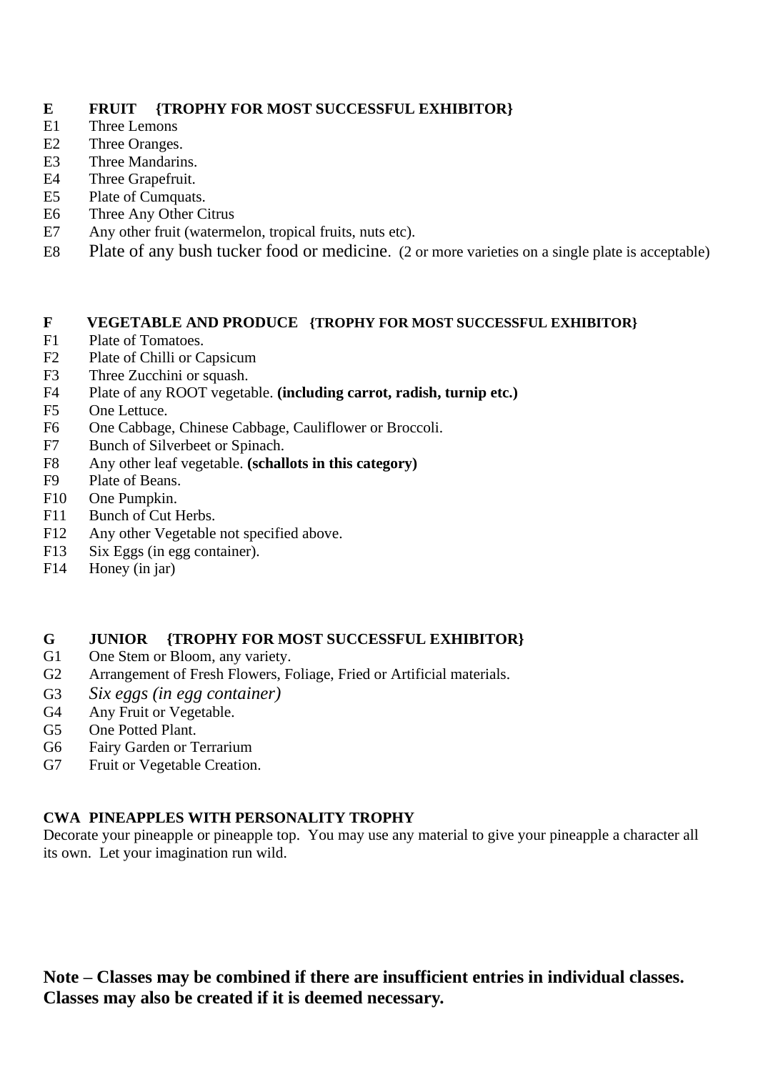## E FRUIT {TROPHY FOR MOST SUCCESSFUL EXHIBITOR}

E1 Three Lemons
E2 Three Oranges.
E3 Three Mandarins.
E4 Three Grapefruit.
E5 Plate of Cumquats.
E6 Three Any Other Citrus
E7 Any other fruit (watermelon, tropical fruits, nuts etc).
E8 Plate of any bush tucker food or medicine. (2 or more varieties on a single plate is acceptable)

## F VEGETABLE AND PRODUCE {TROPHY FOR MOST SUCCESSFUL EXHIBITOR}

F1 Plate of Tomatoes.
F2 Plate of Chilli or Capsicum
F3 Three Zucchini or squash.
F4 Plate of any ROOT vegetable. **(including carrot, radish, turnip etc.)**
F5 One Lettuce.
F6 One Cabbage, Chinese Cabbage, Cauliflower or Broccoli.
F7 Bunch of Silverbeet or Spinach.
F8 Any other leaf vegetable. **(schallots in this category)**
F9 Plate of Beans.
F10 One Pumpkin.
F11 Bunch of Cut Herbs.
F12 Any other Vegetable not specified above.
F13 Six Eggs (in egg container).
F14 Honey (in jar)

## G JUNIOR {TROPHY FOR MOST SUCCESSFUL EXHIBITOR}

G1 One Stem or Bloom, any variety.
G2 Arrangement of Fresh Flowers, Foliage, Fried or Artificial materials.
G3 *Six eggs (in egg container)*
G4 Any Fruit or Vegetable.
G5 One Potted Plant.
G6 Fairy Garden or Terrarium
G7 Fruit or Vegetable Creation.

## CWA PINEAPPLES WITH PERSONALITY TROPHY

Decorate your pineapple or pineapple top. You may use any material to give your pineapple a character all its own. Let your imagination run wild.

**Note – Classes may be combined if there are insufficient entries in individual classes. Classes may also be created if it is deemed necessary.**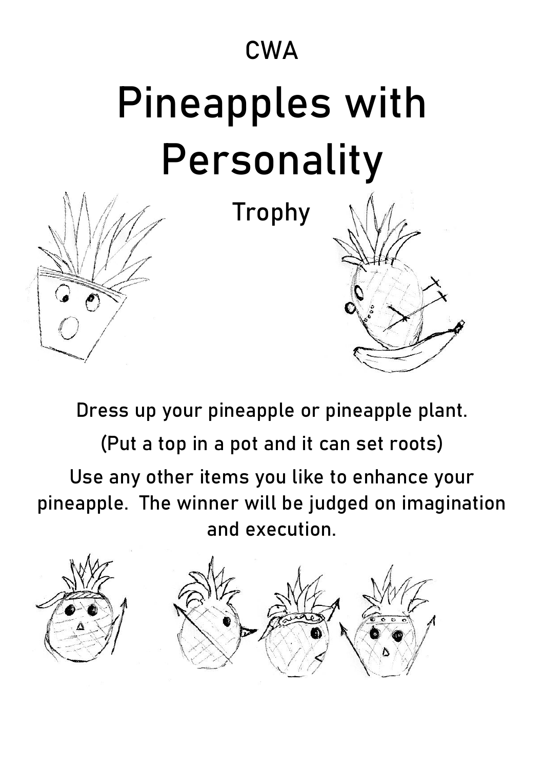CWA

# Pineapples with Personality

## Trophy

Dress up your pineapple or pineapple plant.

(Put a top in a pot and it can set roots)

Use any other items you like to enhance your pineapple. The winner will be judged on imagination and execution.